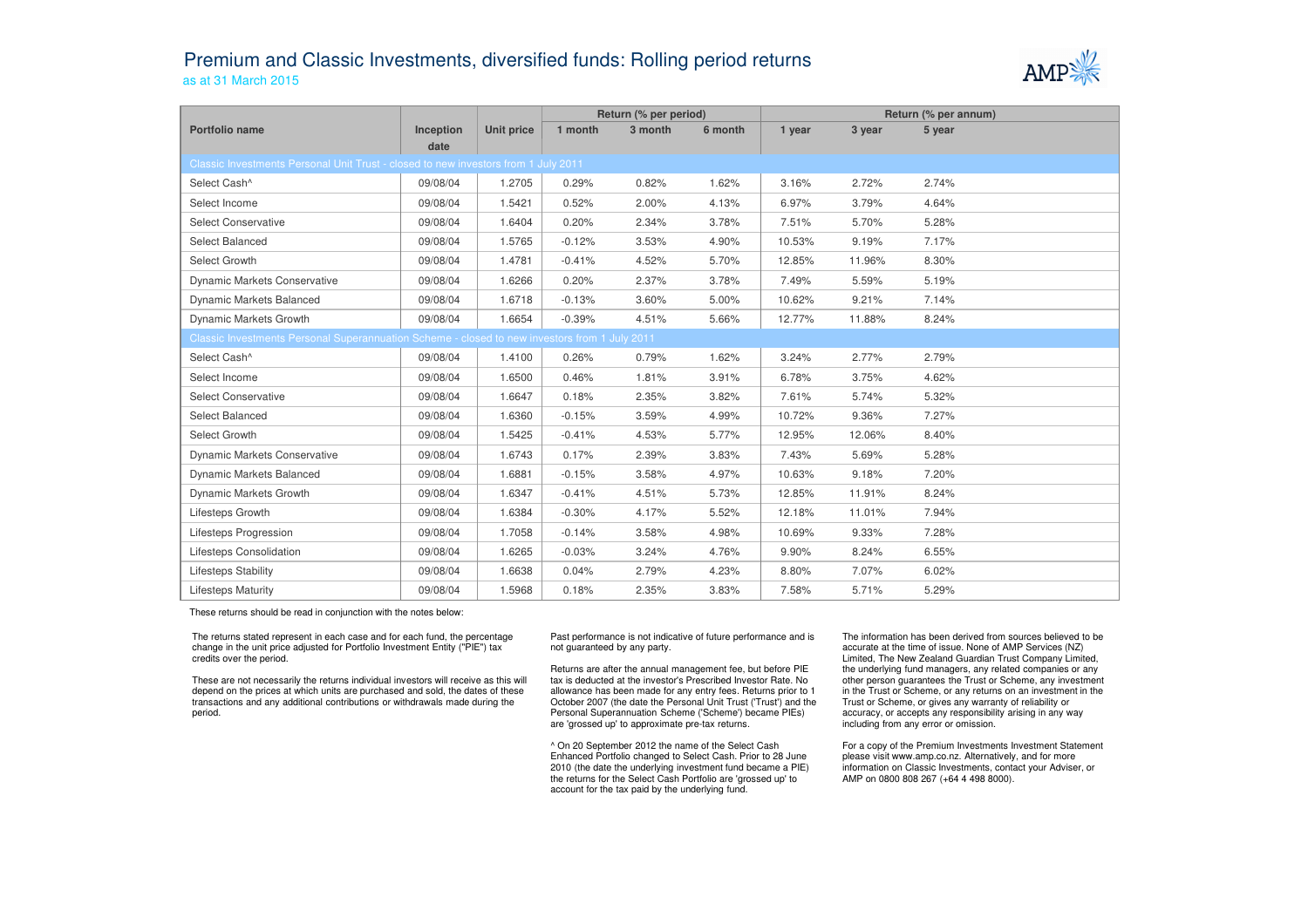# Premium and Classic Investments, diversified funds: Rolling period returns

as at 31 March 2015

| Portfolio name | Inception date | Unit price | Return (% per period) | | | Return (% per annum) | | |
|---|---|---|---|---|---|---|---|---|
| | | | 1 month | 3 month | 6 month | 1 year | 3 year | 5 year |
| **Classic Investments Personal Unit Trust - closed to new investors from 1 July 2011** | | | | | | | | |
| Select Cash^ | 09/08/04 | 1.2705 | 0.29% | 0.82% | 1.62% | 3.16% | 2.72% | 2.74% |
| Select Income | 09/08/04 | 1.5421 | 0.52% | 2.00% | 4.13% | 6.97% | 3.79% | 4.64% |
| Select Conservative | 09/08/04 | 1.6404 | 0.20% | 2.34% | 3.78% | 7.51% | 5.70% | 5.28% |
| Select Balanced | 09/08/04 | 1.5765 | -0.12% | 3.53% | 4.90% | 10.53% | 9.19% | 7.17% |
| Select Growth | 09/08/04 | 1.4781 | -0.41% | 4.52% | 5.70% | 12.85% | 11.96% | 8.30% |
| Dynamic Markets Conservative | 09/08/04 | 1.6266 | 0.20% | 2.37% | 3.78% | 7.49% | 5.59% | 5.19% |
| Dynamic Markets Balanced | 09/08/04 | 1.6718 | -0.13% | 3.60% | 5.00% | 10.62% | 9.21% | 7.14% |
| Dynamic Markets Growth | 09/08/04 | 1.6654 | -0.39% | 4.51% | 5.66% | 12.77% | 11.88% | 8.24% |
| **Classic Investments Personal Superannuation Scheme - closed to new investors from 1 July 2011** | | | | | | | | |
| Select Cash^ | 09/08/04 | 1.4100 | 0.26% | 0.79% | 1.62% | 3.24% | 2.77% | 2.79% |
| Select Income | 09/08/04 | 1.6500 | 0.46% | 1.81% | 3.91% | 6.78% | 3.75% | 4.62% |
| Select Conservative | 09/08/04 | 1.6647 | 0.18% | 2.35% | 3.82% | 7.61% | 5.74% | 5.32% |
| Select Balanced | 09/08/04 | 1.6360 | -0.15% | 3.59% | 4.99% | 10.72% | 9.36% | 7.27% |
| Select Growth | 09/08/04 | 1.5425 | -0.41% | 4.53% | 5.77% | 12.95% | 12.06% | 8.40% |
| Dynamic Markets Conservative | 09/08/04 | 1.6743 | 0.17% | 2.39% | 3.83% | 7.43% | 5.69% | 5.28% |
| Dynamic Markets Balanced | 09/08/04 | 1.6881 | -0.15% | 3.58% | 4.97% | 10.63% | 9.18% | 7.20% |
| Dynamic Markets Growth | 09/08/04 | 1.6347 | -0.41% | 4.51% | 5.73% | 12.85% | 11.91% | 8.24% |
| Lifesteps Growth | 09/08/04 | 1.6384 | -0.30% | 4.17% | 5.52% | 12.18% | 11.01% | 7.94% |
| Lifesteps Progression | 09/08/04 | 1.7058 | -0.14% | 3.58% | 4.98% | 10.69% | 9.33% | 7.28% |
| Lifesteps Consolidation | 09/08/04 | 1.6265 | -0.03% | 3.24% | 4.76% | 9.90% | 8.24% | 6.55% |
| Lifesteps Stability | 09/08/04 | 1.6638 | 0.04% | 2.79% | 4.23% | 8.80% | 7.07% | 6.02% |
| Lifesteps Maturity | 09/08/04 | 1.5968 | 0.18% | 2.35% | 3.83% | 7.58% | 5.71% | 5.29% |

These returns should be read in conjunction with the notes below:

The returns stated represent in each case and for each fund, the percentage change in the unit price adjusted for Portfolio Investment Entity ("PIE") tax credits over the period.

These are not necessarily the returns individual investors will receive as this will depend on the prices at which units are purchased and sold, the dates of these transactions and any additional contributions or withdrawals made during the period.

Past performance is not indicative of future performance and is not guaranteed by any party.

Returns are after the annual management fee, but before PIE tax is deducted at the investor's Prescribed Investor Rate. No allowance has been made for any entry fees. Returns prior to 1 October 2007 (the date the Personal Unit Trust ('Trust') and the Personal Superannuation Scheme ('Scheme') became PIEs) are 'grossed up' to approximate pre-tax returns.

^ On 20 September 2012 the name of the Select Cash Enhanced Portfolio changed to Select Cash. Prior to 28 June 2010 (the date the underlying investment fund became a PIE) the returns for the Select Cash Portfolio are 'grossed up' to account for the tax paid by the underlying fund.

The information has been derived from sources believed to be accurate at the time of issue. None of AMP Services (NZ) Limited, The New Zealand Guardian Trust Company Limited, the underlying fund managers, any related companies or any other person guarantees the Trust or Scheme, any investment in the Trust or Scheme, or any returns on an investment in the Trust or Scheme, or gives any warranty of reliability or accuracy, or accepts any responsibility arising in any way including from any error or omission.

For a copy of the Premium Investments Investment Statement please visit www.amp.co.nz. Alternatively, and for more information on Classic Investments, contact your Adviser, or AMP on 0800 808 267 (+64 4 498 8000).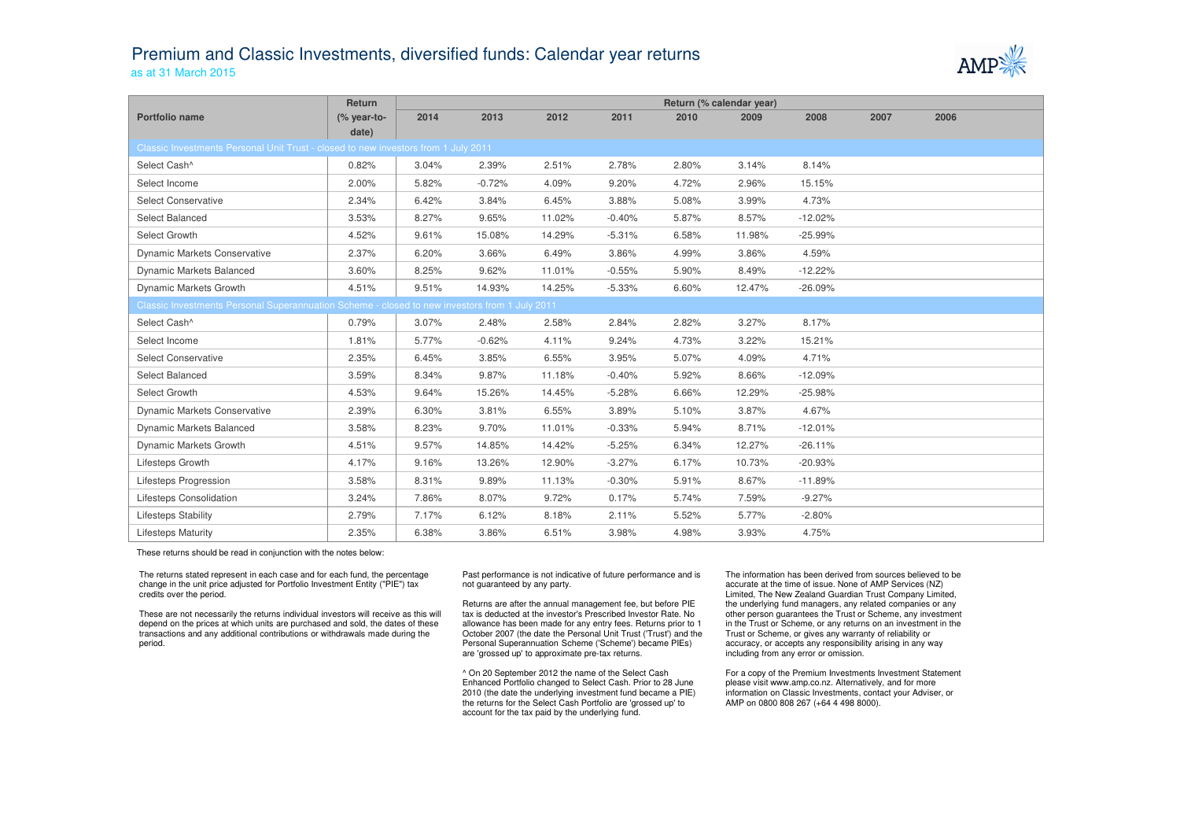# Premium and Classic Investments, diversified funds: Calendar year returns

as at 31 March 2015

| Portfolio name | Return (% year-to-date) | Return (% calendar year) | | | | | | | | |
|---|---|---|---|---|---|---|---|---|---|---|
| | | 2014 | 2013 | 2012 | 2011 | 2010 | 2009 | 2008 | 2007 | 2006 |
| **Classic Investments Personal Unit Trust - closed to new investors from 1 July 2011** | | | | | | | | | | |
| Select Cash^ | 0.82% | 3.04% | 2.39% | 2.51% | 2.78% | 2.80% | 3.14% | 8.14% | | |
| Select Income | 2.00% | 5.82% | -0.72% | 4.09% | 9.20% | 4.72% | 2.96% | 15.15% | | |
| Select Conservative | 2.34% | 6.42% | 3.84% | 6.45% | 3.88% | 5.08% | 3.99% | 4.73% | | |
| Select Balanced | 3.53% | 8.27% | 9.65% | 11.02% | -0.40% | 5.87% | 8.57% | -12.02% | | |
| Select Growth | 4.52% | 9.61% | 15.08% | 14.29% | -5.31% | 6.58% | 11.98% | -25.99% | | |
| Dynamic Markets Conservative | 2.37% | 6.20% | 3.66% | 6.49% | 3.86% | 4.99% | 3.86% | 4.59% | | |
| Dynamic Markets Balanced | 3.60% | 8.25% | 9.62% | 11.01% | -0.55% | 5.90% | 8.49% | -12.22% | | |
| Dynamic Markets Growth | 4.51% | 9.51% | 14.93% | 14.25% | -5.33% | 6.60% | 12.47% | -26.09% | | |
| **Classic Investments Personal Superannuation Scheme - closed to new investors from 1 July 2011** | | | | | | | | | | |
| Select Cash^ | 0.79% | 3.07% | 2.48% | 2.58% | 2.84% | 2.82% | 3.27% | 8.17% | | |
| Select Income | 1.81% | 5.77% | -0.62% | 4.11% | 9.24% | 4.73% | 3.22% | 15.21% | | |
| Select Conservative | 2.35% | 6.45% | 3.85% | 6.55% | 3.95% | 5.07% | 4.09% | 4.71% | | |
| Select Balanced | 3.59% | 8.34% | 9.87% | 11.18% | -0.40% | 5.92% | 8.66% | -12.09% | | |
| Select Growth | 4.53% | 9.64% | 15.26% | 14.45% | -5.28% | 6.66% | 12.29% | -25.98% | | |
| Dynamic Markets Conservative | 2.39% | 6.30% | 3.81% | 6.55% | 3.89% | 5.10% | 3.87% | 4.67% | | |
| Dynamic Markets Balanced | 3.58% | 8.23% | 9.70% | 11.01% | -0.33% | 5.94% | 8.71% | -12.01% | | |
| Dynamic Markets Growth | 4.51% | 9.57% | 14.85% | 14.42% | -5.25% | 6.34% | 12.27% | -26.11% | | |
| Lifesteps Growth | 4.17% | 9.16% | 13.26% | 12.90% | -3.27% | 6.17% | 10.73% | -20.93% | | |
| Lifesteps Progression | 3.58% | 8.31% | 9.89% | 11.13% | -0.30% | 5.91% | 8.67% | -11.89% | | |
| Lifesteps Consolidation | 3.24% | 7.86% | 8.07% | 9.72% | 0.17% | 5.74% | 7.59% | -9.27% | | |
| Lifesteps Stability | 2.79% | 7.17% | 6.12% | 8.18% | 2.11% | 5.52% | 5.77% | -2.80% | | |
| Lifesteps Maturity | 2.35% | 6.38% | 3.86% | 6.51% | 3.98% | 4.98% | 3.93% | 4.75% | | |

These returns should be read in conjunction with the notes below:

The returns stated represent in each case and for each fund, the percentage change in the unit price adjusted for Portfolio Investment Entity ("PIE") tax credits over the period.

These are not necessarily the returns individual investors will receive as this will depend on the prices at which units are purchased and sold, the dates of these transactions and any additional contributions or withdrawals made during the period.

Past performance is not indicative of future performance and is not guaranteed by any party.

Returns are after the annual management fee, but before PIE tax is deducted at the investor's Prescribed Investor Rate. No allowance has been made for any entry fees. Returns prior to 1 October 2007 (the date the Personal Unit Trust ('Trust') and the Personal Superannuation Scheme ('Scheme') became PIEs) are 'grossed up' to approximate pre-tax returns.

^ On 20 September 2012 the name of the Select Cash Enhanced Portfolio changed to Select Cash. Prior to 28 June 2010 (the date the underlying investment fund became a PIE) the returns for the Select Cash Portfolio are 'grossed up' to account for the tax paid by the underlying fund.

The information has been derived from sources believed to be accurate at the time of issue. None of AMP Services (NZ) Limited, The New Zealand Guardian Trust Company Limited, the underlying fund managers, any related companies or any other person guarantees the Trust or Scheme, any investment in the Trust or Scheme, or any returns on an investment in the Trust or Scheme, or gives any warranty of reliability or accuracy, or accepts any responsibility arising in any way including from any error or omission.

For a copy of the Premium Investments Investment Statement please visit www.amp.co.nz. Alternatively, and for more information on Classic Investments, contact your Adviser, or AMP on 0800 808 267 (+64 4 498 8000).